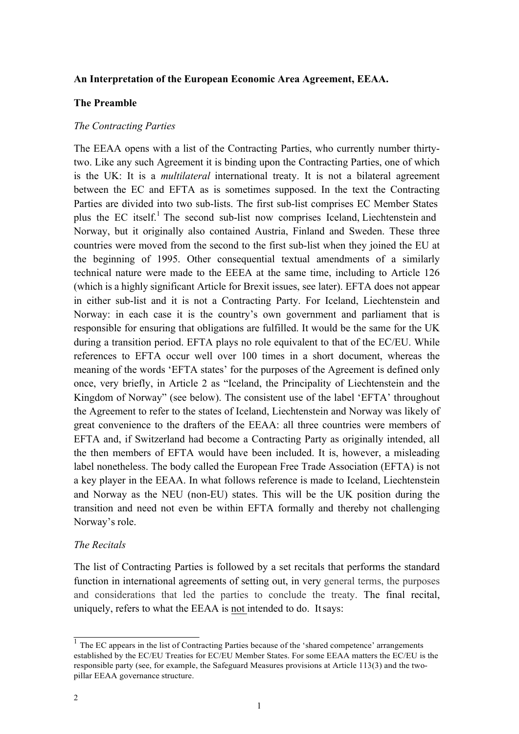**An Interpretation of the European Economic Area Agreement, EEAA.**

**The Preamble**

*The Contracting Parties*

The EEAA opens with a list of the Contracting Parties, who currently number thirty-two. Like any such Agreement it is binding upon the Contracting Parties, one of which is the UK: It is a *multilateral* international treaty. It is not a bilateral agreement between the EC and EFTA as is sometimes supposed. In the text the Contracting Parties are divided into two sub-lists. The first sub-list comprises EC Member States plus the EC itself.[1] The second sub-list now comprises Iceland, Liechtenstein and Norway, but it originally also contained Austria, Finland and Sweden. These three countries were moved from the second to the first sub-list when they joined the EU at the beginning of 1995. Other consequential textual amendments of a similarly technical nature were made to the EEEA at the same time, including to Article 126 (which is a highly significant Article for Brexit issues, see later). EFTA does not appear in either sub-list and it is not a Contracting Party. For Iceland, Liechtenstein and Norway: in each case it is the country's own government and parliament that is responsible for ensuring that obligations are fulfilled. It would be the same for the UK during a transition period. EFTA plays no role equivalent to that of the EC/EU. While references to EFTA occur well over 100 times in a short document, whereas the meaning of the words 'EFTA states' for the purposes of the Agreement is defined only once, very briefly, in Article 2 as "Iceland, the Principality of Liechtenstein and the Kingdom of Norway" (see below). The consistent use of the label 'EFTA' throughout the Agreement to refer to the states of Iceland, Liechtenstein and Norway was likely of great convenience to the drafters of the EEAA: all three countries were members of EFTA and, if Switzerland had become a Contracting Party as originally intended, all the then members of EFTA would have been included. It is, however, a misleading label nonetheless. The body called the European Free Trade Association (EFTA) is not a key player in the EEAA. In what follows reference is made to Iceland, Liechtenstein and Norway as the NEU (non-EU) states. This will be the UK position during the transition and need not even be within EFTA formally and thereby not challenging Norway's role.

*The Recitals*

The list of Contracting Parties is followed by a set recitals that performs the standard function in international agreements of setting out, in very general terms, the purposes and considerations that led the parties to conclude the treaty. The final recital, uniquely, refers to what the EEAA is <u>not</u> intended to do. It says:

---

[1] The EC appears in the list of Contracting Parties because of the 'shared competence' arrangements established by the EC/EU Treaties for EC/EU Member States. For some EEAA matters the EC/EU is the responsible party (see, for example, the Safeguard Measures provisions at Article 113(3) and the two-pillar EEAA governance structure.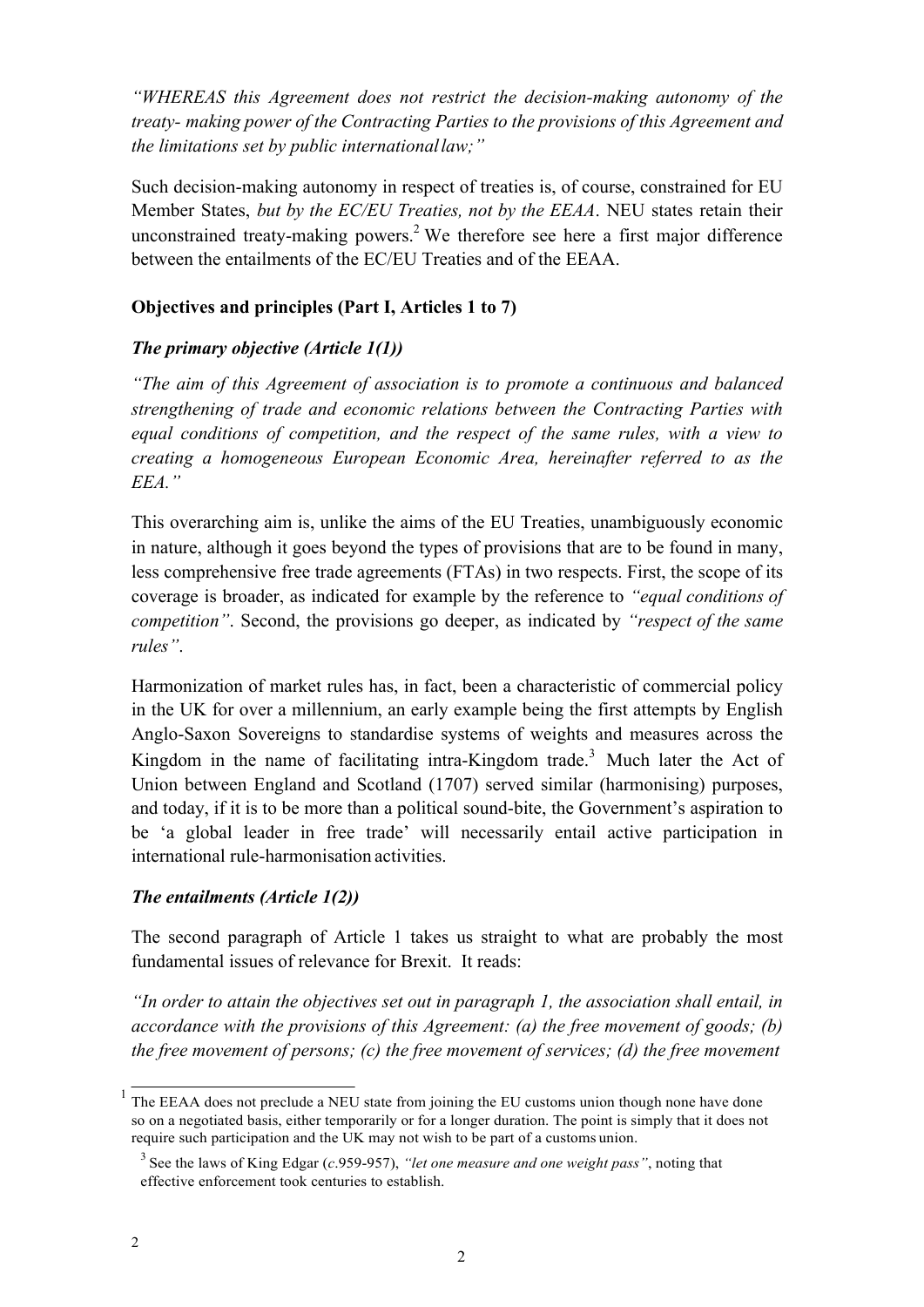*"WHEREAS this Agreement does not restrict the decision-making autonomy of the treaty- making power of the Contracting Parties to the provisions of this Agreement and the limitations set by public international law;"*

Such decision-making autonomy in respect of treaties is, of course, constrained for EU Member States, *but by the EC/EU Treaties, not by the EEAA*. NEU states retain their unconstrained treaty-making powers.[2] We therefore see here a first major difference between the entailments of the EC/EU Treaties and of the EEAA.

### Objectives and principles (Part I, Articles 1 to 7)

#### *The primary objective (Article 1(1))*

*"The aim of this Agreement of association is to promote a continuous and balanced strengthening of trade and economic relations between the Contracting Parties with equal conditions of competition, and the respect of the same rules, with a view to creating a homogeneous European Economic Area, hereinafter referred to as the EEA."*

This overarching aim is, unlike the aims of the EU Treaties, unambiguously economic in nature, although it goes beyond the types of provisions that are to be found in many, less comprehensive free trade agreements (FTAs) in two respects. First, the scope of its coverage is broader, as indicated for example by the reference to *"equal conditions of competition"*. Second, the provisions go deeper, as indicated by *"respect of the same rules"*.

Harmonization of market rules has, in fact, been a characteristic of commercial policy in the UK for over a millennium, an early example being the first attempts by English Anglo-Saxon Sovereigns to standardise systems of weights and measures across the Kingdom in the name of facilitating intra-Kingdom trade.[3] Much later the Act of Union between England and Scotland (1707) served similar (harmonising) purposes, and today, if it is to be more than a political sound-bite, the Government's aspiration to be 'a global leader in free trade' will necessarily entail active participation in international rule-harmonisation activities.

#### *The entailments (Article 1(2))*

The second paragraph of Article 1 takes us straight to what are probably the most fundamental issues of relevance for Brexit. It reads:

*"In order to attain the objectives set out in paragraph 1, the association shall entail, in accordance with the provisions of this Agreement: (a) the free movement of goods; (b) the free movement of persons; (c) the free movement of services; (d) the free movement*

---

[1] The EEAA does not preclude a NEU state from joining the EU customs union though none have done so on a negotiated basis, either temporarily or for a longer duration. The point is simply that it does not require such participation and the UK may not wish to be part of a customs union.

[3] See the laws of King Edgar (*c*.959-957), *"let one measure and one weight pass"*, noting that effective enforcement took centuries to establish.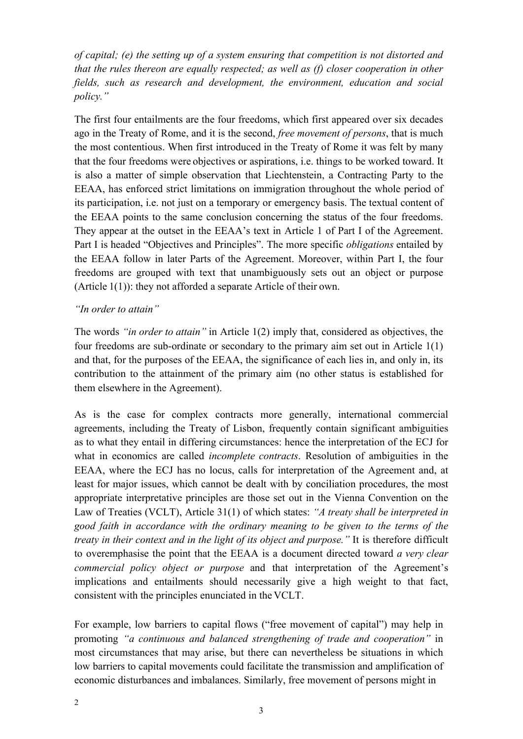*of capital; (e) the setting up of a system ensuring that competition is not distorted and that the rules thereon are equally respected; as well as (f) closer cooperation in other fields, such as research and development, the environment, education and social policy."*

The first four entailments are the four freedoms, which first appeared over six decades ago in the Treaty of Rome, and it is the second, *free movement of persons*, that is much the most contentious. When first introduced in the Treaty of Rome it was felt by many that the four freedoms were objectives or aspirations, i.e. things to be worked toward. It is also a matter of simple observation that Liechtenstein, a Contracting Party to the EEAA, has enforced strict limitations on immigration throughout the whole period of its participation, i.e. not just on a temporary or emergency basis. The textual content of the EEAA points to the same conclusion concerning the status of the four freedoms. They appear at the outset in the EEAA's text in Article 1 of Part I of the Agreement. Part I is headed "Objectives and Principles". The more specific *obligations* entailed by the EEAA follow in later Parts of the Agreement. Moreover, within Part I, the four freedoms are grouped with text that unambiguously sets out an object or purpose (Article 1(1)): they not afforded a separate Article of their own.

*"In order to attain"*

The words *"in order to attain"* in Article 1(2) imply that, considered as objectives, the four freedoms are sub-ordinate or secondary to the primary aim set out in Article 1(1) and that, for the purposes of the EEAA, the significance of each lies in, and only in, its contribution to the attainment of the primary aim (no other status is established for them elsewhere in the Agreement).

As is the case for complex contracts more generally, international commercial agreements, including the Treaty of Lisbon, frequently contain significant ambiguities as to what they entail in differing circumstances: hence the interpretation of the ECJ for what in economics are called *incomplete contracts*. Resolution of ambiguities in the EEAA, where the ECJ has no locus, calls for interpretation of the Agreement and, at least for major issues, which cannot be dealt with by conciliation procedures, the most appropriate interpretative principles are those set out in the Vienna Convention on the Law of Treaties (VCLT), Article 31(1) of which states: *"A treaty shall be interpreted in good faith in accordance with the ordinary meaning to be given to the terms of the treaty in their context and in the light of its object and purpose."* It is therefore difficult to overemphasise the point that the EEAA is a document directed toward *a very clear commercial policy object or purpose* and that interpretation of the Agreement's implications and entailments should necessarily give a high weight to that fact, consistent with the principles enunciated in the VCLT.

For example, low barriers to capital flows ("free movement of capital") may help in promoting *"a continuous and balanced strengthening of trade and cooperation"* in most circumstances that may arise, but there can nevertheless be situations in which low barriers to capital movements could facilitate the transmission and amplification of economic disturbances and imbalances. Similarly, free movement of persons might in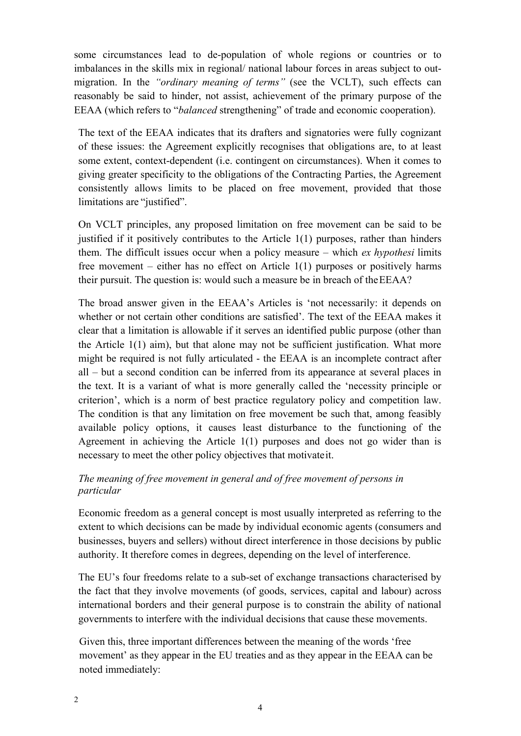some circumstances lead to de-population of whole regions or countries or to imbalances in the skills mix in regional/ national labour forces in areas subject to out-migration. In the *"ordinary meaning of terms"* (see the VCLT), such effects can reasonably be said to hinder, not assist, achievement of the primary purpose of the EEAA (which refers to "*balanced* strengthening" of trade and economic cooperation).

The text of the EEAA indicates that its drafters and signatories were fully cognizant of these issues: the Agreement explicitly recognises that obligations are, to at least some extent, context-dependent (i.e. contingent on circumstances). When it comes to giving greater specificity to the obligations of the Contracting Parties, the Agreement consistently allows limits to be placed on free movement, provided that those limitations are "justified".

On VCLT principles, any proposed limitation on free movement can be said to be justified if it positively contributes to the Article 1(1) purposes, rather than hinders them. The difficult issues occur when a policy measure – which *ex hypothesi* limits free movement – either has no effect on Article 1(1) purposes or positively harms their pursuit. The question is: would such a measure be in breach of the EEAA?

The broad answer given in the EEAA's Articles is 'not necessarily: it depends on whether or not certain other conditions are satisfied'. The text of the EEAA makes it clear that a limitation is allowable if it serves an identified public purpose (other than the Article 1(1) aim), but that alone may not be sufficient justification. What more might be required is not fully articulated - the EEAA is an incomplete contract after all – but a second condition can be inferred from its appearance at several places in the text. It is a variant of what is more generally called the 'necessity principle or criterion', which is a norm of best practice regulatory policy and competition law. The condition is that any limitation on free movement be such that, among feasibly available policy options, it causes least disturbance to the functioning of the Agreement in achieving the Article 1(1) purposes and does not go wider than is necessary to meet the other policy objectives that motivate it.

*The meaning of free movement in general and of free movement of persons in particular*

Economic freedom as a general concept is most usually interpreted as referring to the extent to which decisions can be made by individual economic agents (consumers and businesses, buyers and sellers) without direct interference in those decisions by public authority. It therefore comes in degrees, depending on the level of interference.

The EU's four freedoms relate to a sub-set of exchange transactions characterised by the fact that they involve movements (of goods, services, capital and labour) across international borders and their general purpose is to constrain the ability of national governments to interfere with the individual decisions that cause these movements.

Given this, three important differences between the meaning of the words 'free movement' as they appear in the EU treaties and as they appear in the EEAA can be noted immediately: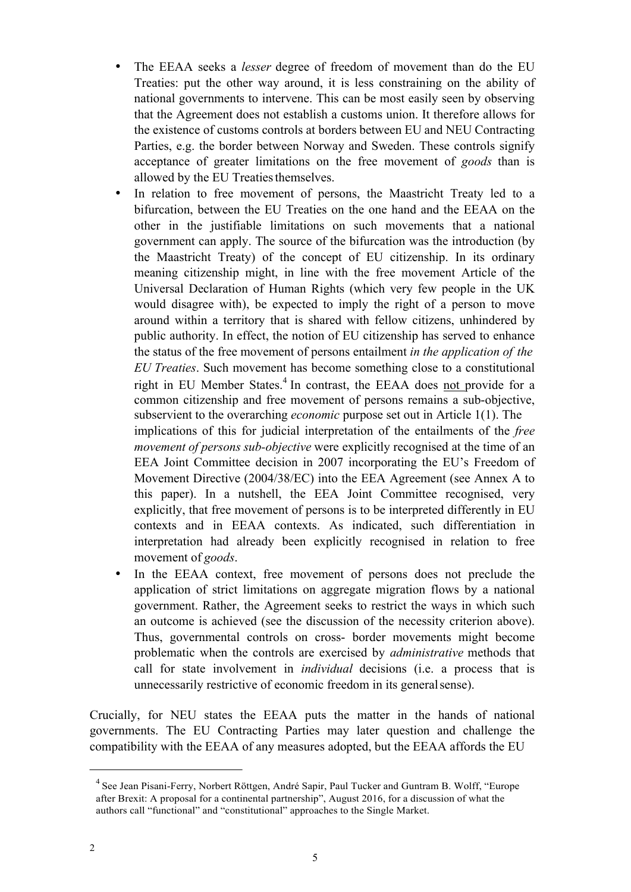- The EEAA seeks a *lesser* degree of freedom of movement than do the EU Treaties: put the other way around, it is less constraining on the ability of national governments to intervene. This can be most easily seen by observing that the Agreement does not establish a customs union. It therefore allows for the existence of customs controls at borders between EU and NEU Contracting Parties, e.g. the border between Norway and Sweden. These controls signify acceptance of greater limitations on the free movement of *goods* than is allowed by the EU Treaties themselves.
- In relation to free movement of persons, the Maastricht Treaty led to a bifurcation, between the EU Treaties on the one hand and the EEAA on the other in the justifiable limitations on such movements that a national government can apply. The source of the bifurcation was the introduction (by the Maastricht Treaty) of the concept of EU citizenship. In its ordinary meaning citizenship might, in line with the free movement Article of the Universal Declaration of Human Rights (which very few people in the UK would disagree with), be expected to imply the right of a person to move around within a territory that is shared with fellow citizens, unhindered by public authority. In effect, the notion of EU citizenship has served to enhance the status of the free movement of persons entailment *in the application of the EU Treaties*. Such movement has become something close to a constitutional right in EU Member States.[4] In contrast, the EEAA does <u>not</u> provide for a common citizenship and free movement of persons remains a sub-objective, subservient to the overarching *economic* purpose set out in Article 1(1). The implications of this for judicial interpretation of the entailments of the *free movement of persons sub-objective* were explicitly recognised at the time of an EEA Joint Committee decision in 2007 incorporating the EU's Freedom of Movement Directive (2004/38/EC) into the EEA Agreement (see Annex A to this paper). In a nutshell, the EEA Joint Committee recognised, very explicitly, that free movement of persons is to be interpreted differently in EU contexts and in EEAA contexts. As indicated, such differentiation in interpretation had already been explicitly recognised in relation to free movement of *goods*.
- In the EEAA context, free movement of persons does not preclude the application of strict limitations on aggregate migration flows by a national government. Rather, the Agreement seeks to restrict the ways in which such an outcome is achieved (see the discussion of the necessity criterion above). Thus, governmental controls on cross- border movements might become problematic when the controls are exercised by *administrative* methods that call for state involvement in *individual* decisions (i.e. a process that is unnecessarily restrictive of economic freedom in its general sense).

Crucially, for NEU states the EEAA puts the matter in the hands of national governments. The EU Contracting Parties may later question and challenge the compatibility with the EEAA of any measures adopted, but the EEAA affords the EU

---

[4] See Jean Pisani-Ferry, Norbert Röttgen, André Sapir, Paul Tucker and Guntram B. Wolff, "Europe after Brexit: A proposal for a continental partnership", August 2016, for a discussion of what the authors call "functional" and "constitutional" approaches to the Single Market.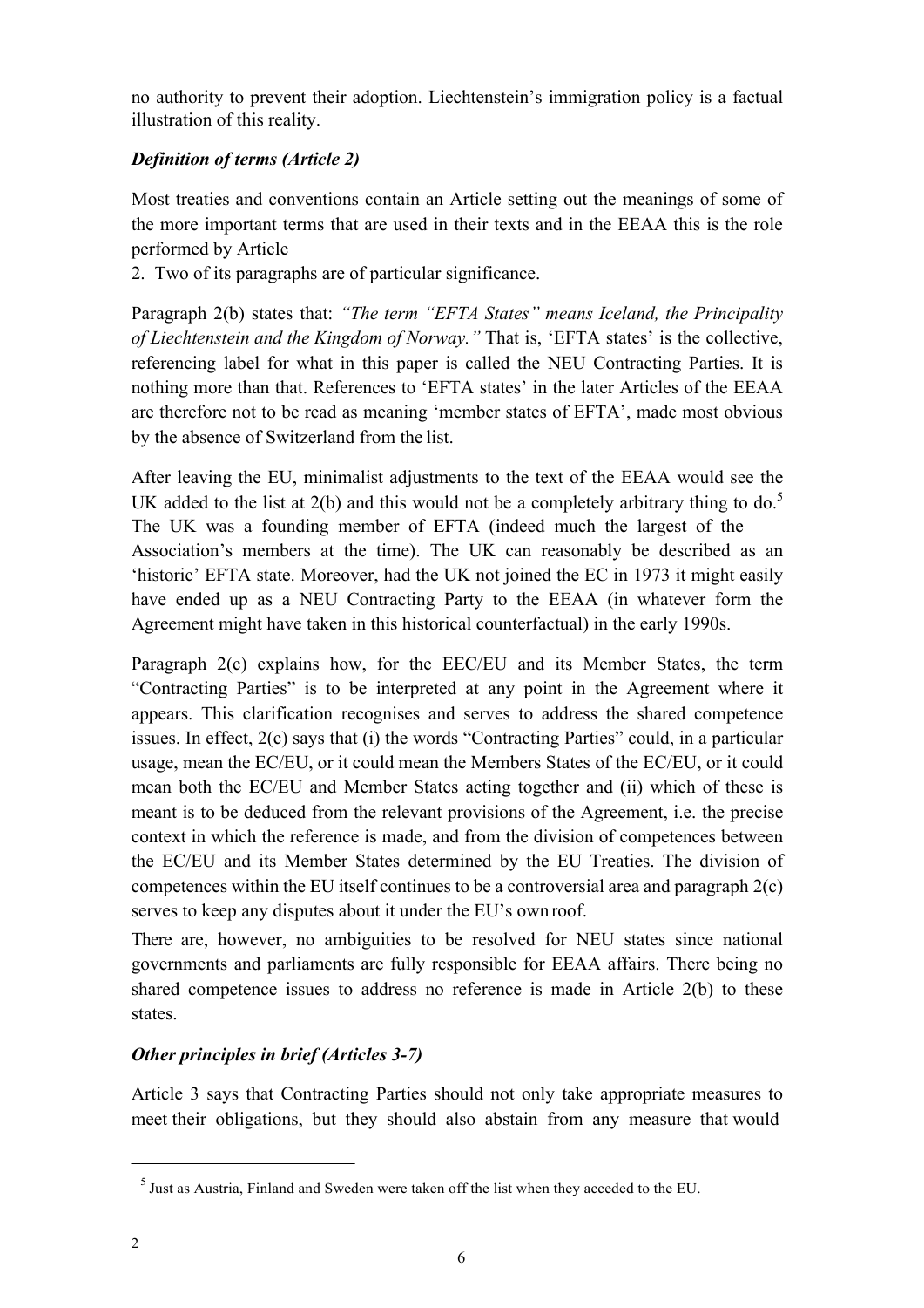no authority to prevent their adoption. Liechtenstein's immigration policy is a factual illustration of this reality.

***Definition of terms (Article 2)***

Most treaties and conventions contain an Article setting out the meanings of some of the more important terms that are used in their texts and in the EEAA this is the role performed by Article 2. Two of its paragraphs are of particular significance.

Paragraph 2(b) states that: *"The term "EFTA States" means Iceland, the Principality of Liechtenstein and the Kingdom of Norway."* That is, 'EFTA states' is the collective, referencing label for what in this paper is called the NEU Contracting Parties. It is nothing more than that. References to 'EFTA states' in the later Articles of the EEAA are therefore not to be read as meaning 'member states of EFTA', made most obvious by the absence of Switzerland from the list.

After leaving the EU, minimalist adjustments to the text of the EEAA would see the UK added to the list at 2(b) and this would not be a completely arbitrary thing to do.[5] The UK was a founding member of EFTA (indeed much the largest of the Association's members at the time). The UK can reasonably be described as an 'historic' EFTA state. Moreover, had the UK not joined the EC in 1973 it might easily have ended up as a NEU Contracting Party to the EEAA (in whatever form the Agreement might have taken in this historical counterfactual) in the early 1990s.

Paragraph 2(c) explains how, for the EEC/EU and its Member States, the term "Contracting Parties" is to be interpreted at any point in the Agreement where it appears. This clarification recognises and serves to address the shared competence issues. In effect, 2(c) says that (i) the words "Contracting Parties" could, in a particular usage, mean the EC/EU, or it could mean the Members States of the EC/EU, or it could mean both the EC/EU and Member States acting together and (ii) which of these is meant is to be deduced from the relevant provisions of the Agreement, i.e. the precise context in which the reference is made, and from the division of competences between the EC/EU and its Member States determined by the EU Treaties. The division of competences within the EU itself continues to be a controversial area and paragraph 2(c) serves to keep any disputes about it under the EU's own roof.

There are, however, no ambiguities to be resolved for NEU states since national governments and parliaments are fully responsible for EEAA affairs. There being no shared competence issues to address no reference is made in Article 2(b) to these states.

***Other principles in brief (Articles 3-7)***

Article 3 says that Contracting Parties should not only take appropriate measures to meet their obligations, but they should also abstain from any measure that would

[5] Just as Austria, Finland and Sweden were taken off the list when they acceded to the EU.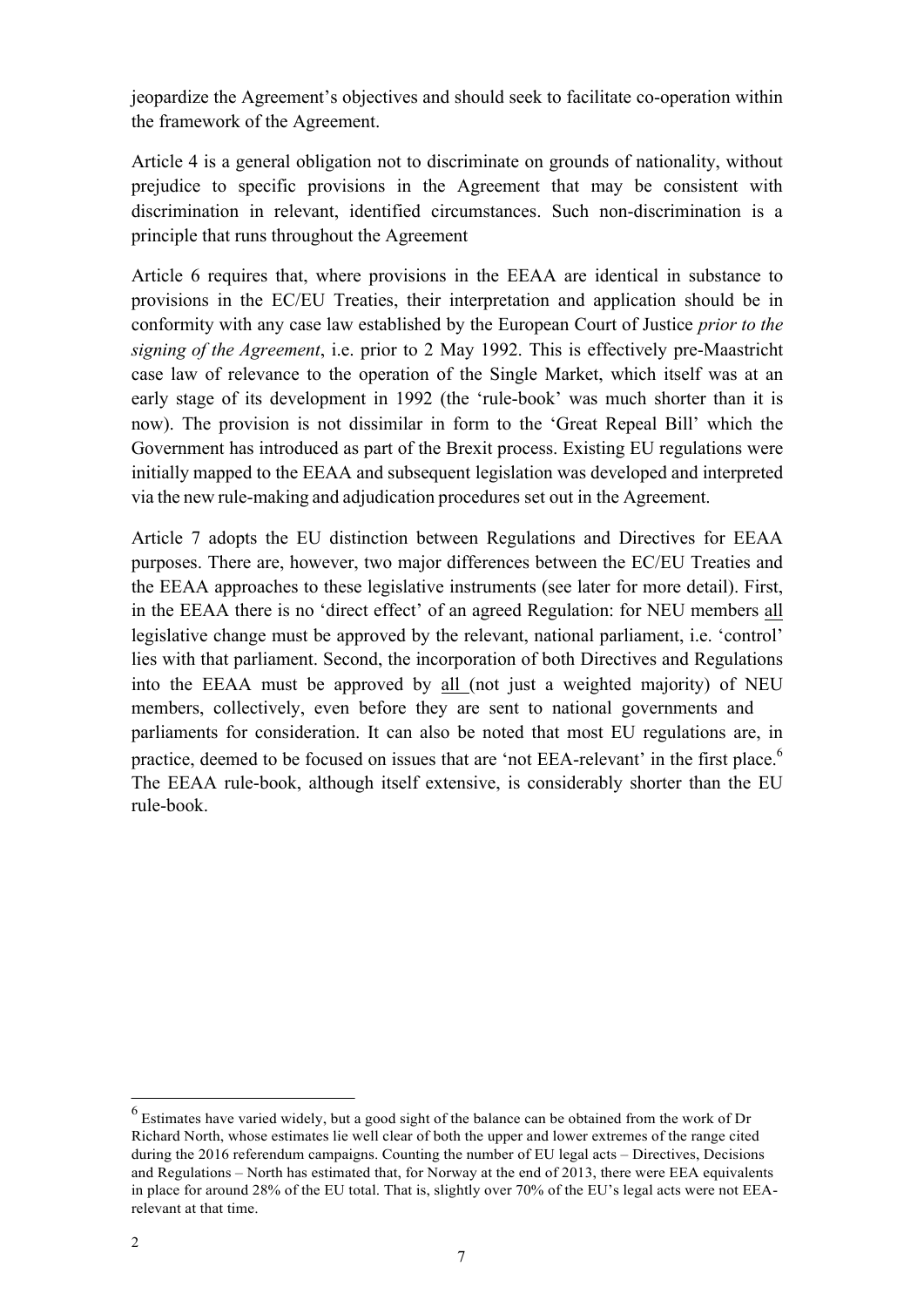jeopardize the Agreement's objectives and should seek to facilitate co-operation within the framework of the Agreement.

Article 4 is a general obligation not to discriminate on grounds of nationality, without prejudice to specific provisions in the Agreement that may be consistent with discrimination in relevant, identified circumstances. Such non-discrimination is a principle that runs throughout the Agreement

Article 6 requires that, where provisions in the EEAA are identical in substance to provisions in the EC/EU Treaties, their interpretation and application should be in conformity with any case law established by the European Court of Justice *prior to the signing of the Agreement*, i.e. prior to 2 May 1992. This is effectively pre-Maastricht case law of relevance to the operation of the Single Market, which itself was at an early stage of its development in 1992 (the 'rule-book' was much shorter than it is now). The provision is not dissimilar in form to the 'Great Repeal Bill' which the Government has introduced as part of the Brexit process. Existing EU regulations were initially mapped to the EEAA and subsequent legislation was developed and interpreted via the new rule-making and adjudication procedures set out in the Agreement.

Article 7 adopts the EU distinction between Regulations and Directives for EEAA purposes. There are, however, two major differences between the EC/EU Treaties and the EEAA approaches to these legislative instruments (see later for more detail). First, in the EEAA there is no 'direct effect' of an agreed Regulation: for NEU members <u>all</u> legislative change must be approved by the relevant, national parliament, i.e. 'control' lies with that parliament. Second, the incorporation of both Directives and Regulations into the EEAA must be approved by <u>all</u> (not just a weighted majority) of NEU members, collectively, even before they are sent to national governments and parliaments for consideration. It can also be noted that most EU regulations are, in practice, deemed to be focused on issues that are 'not EEA-relevant' in the first place.[6] The EEAA rule-book, although itself extensive, is considerably shorter than the EU rule-book.

---

[6] Estimates have varied widely, but a good sight of the balance can be obtained from the work of Dr Richard North, whose estimates lie well clear of both the upper and lower extremes of the range cited during the 2016 referendum campaigns. Counting the number of EU legal acts – Directives, Decisions and Regulations – North has estimated that, for Norway at the end of 2013, there were EEA equivalents in place for around 28% of the EU total. That is, slightly over 70% of the EU's legal acts were not EEA-relevant at that time.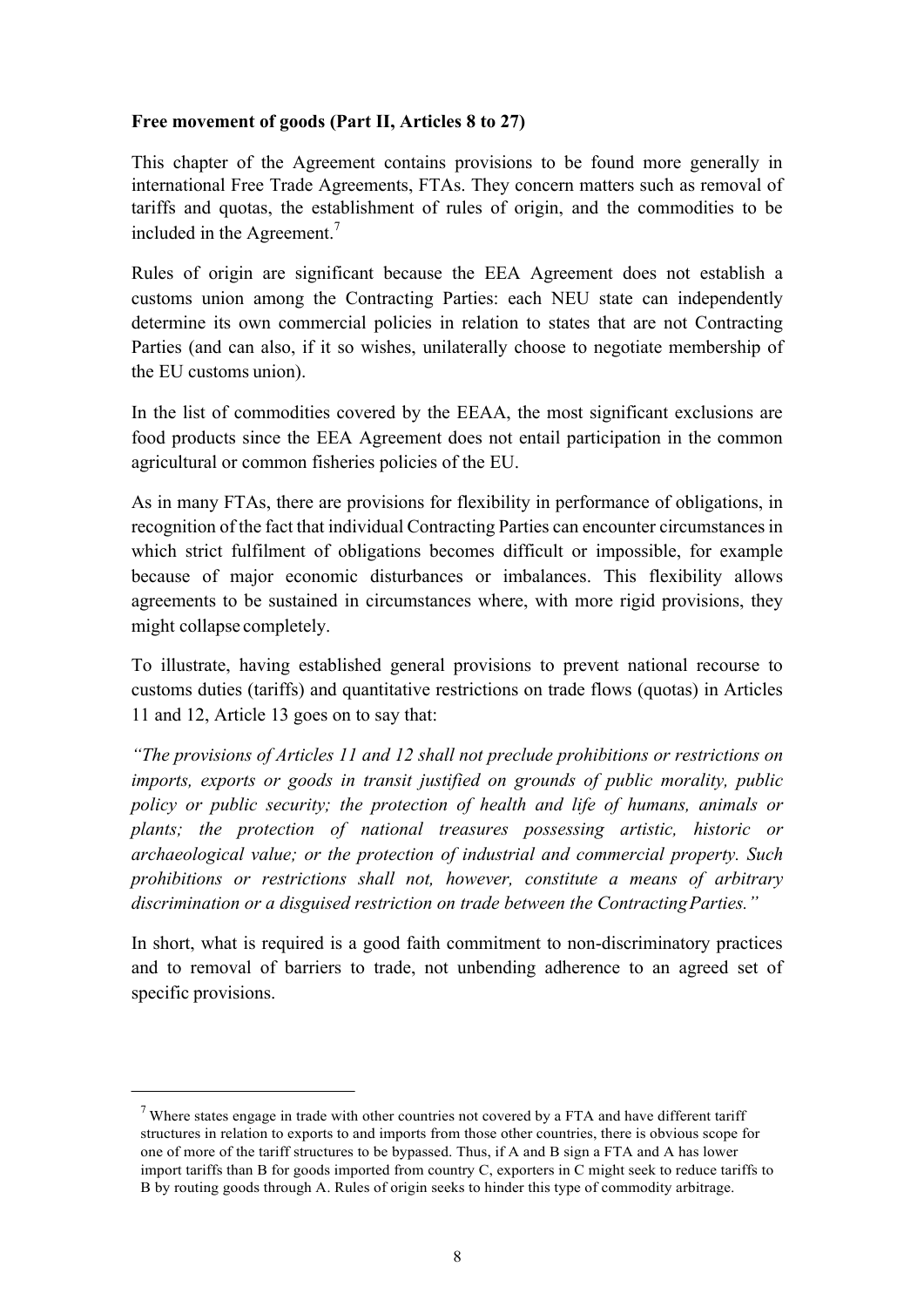**Free movement of goods (Part II, Articles 8 to 27)**

This chapter of the Agreement contains provisions to be found more generally in international Free Trade Agreements, FTAs. They concern matters such as removal of tariffs and quotas, the establishment of rules of origin, and the commodities to be included in the Agreement.[7]

Rules of origin are significant because the EEA Agreement does not establish a customs union among the Contracting Parties: each NEU state can independently determine its own commercial policies in relation to states that are not Contracting Parties (and can also, if it so wishes, unilaterally choose to negotiate membership of the EU customs union).

In the list of commodities covered by the EEAA, the most significant exclusions are food products since the EEA Agreement does not entail participation in the common agricultural or common fisheries policies of the EU.

As in many FTAs, there are provisions for flexibility in performance of obligations, in recognition of the fact that individual Contracting Parties can encounter circumstances in which strict fulfilment of obligations becomes difficult or impossible, for example because of major economic disturbances or imbalances. This flexibility allows agreements to be sustained in circumstances where, with more rigid provisions, they might collapse completely.

To illustrate, having established general provisions to prevent national recourse to customs duties (tariffs) and quantitative restrictions on trade flows (quotas) in Articles 11 and 12, Article 13 goes on to say that:

*"The provisions of Articles 11 and 12 shall not preclude prohibitions or restrictions on imports, exports or goods in transit justified on grounds of public morality, public policy or public security; the protection of health and life of humans, animals or plants; the protection of national treasures possessing artistic, historic or archaeological value; or the protection of industrial and commercial property. Such prohibitions or restrictions shall not, however, constitute a means of arbitrary discrimination or a disguised restriction on trade between the Contracting Parties."*

In short, what is required is a good faith commitment to non-discriminatory practices and to removal of barriers to trade, not unbending adherence to an agreed set of specific provisions.

---

[7] Where states engage in trade with other countries not covered by a FTA and have different tariff structures in relation to exports to and imports from those other countries, there is obvious scope for one of more of the tariff structures to be bypassed. Thus, if A and B sign a FTA and A has lower import tariffs than B for goods imported from country C, exporters in C might seek to reduce tariffs to B by routing goods through A. Rules of origin seeks to hinder this type of commodity arbitrage.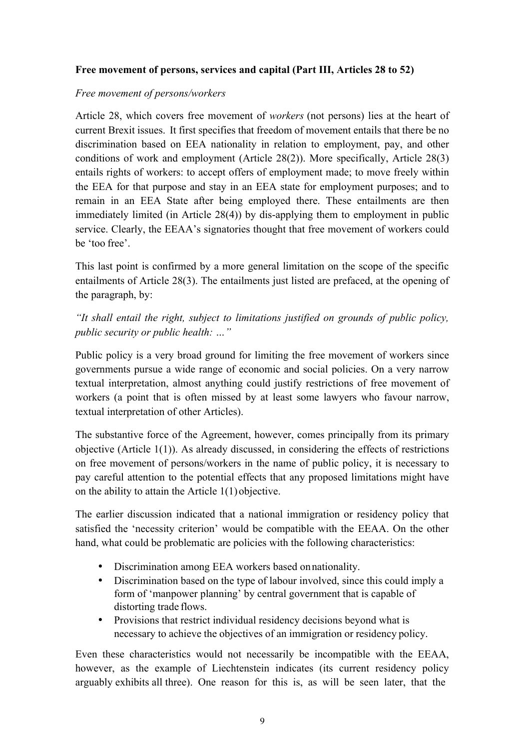**Free movement of persons, services and capital (Part III, Articles 28 to 52)**

*Free movement of persons/workers*

Article 28, which covers free movement of *workers* (not persons) lies at the heart of current Brexit issues. It first specifies that freedom of movement entails that there be no discrimination based on EEA nationality in relation to employment, pay, and other conditions of work and employment (Article 28(2)). More specifically, Article 28(3) entails rights of workers: to accept offers of employment made; to move freely within the EEA for that purpose and stay in an EEA state for employment purposes; and to remain in an EEA State after being employed there. These entailments are then immediately limited (in Article 28(4)) by dis-applying them to employment in public service. Clearly, the EEAA's signatories thought that free movement of workers could be 'too free'.

This last point is confirmed by a more general limitation on the scope of the specific entailments of Article 28(3). The entailments just listed are prefaced, at the opening of the paragraph, by:

*"It shall entail the right, subject to limitations justified on grounds of public policy, public security or public health: …"*

Public policy is a very broad ground for limiting the free movement of workers since governments pursue a wide range of economic and social policies. On a very narrow textual interpretation, almost anything could justify restrictions of free movement of workers (a point that is often missed by at least some lawyers who favour narrow, textual interpretation of other Articles).

The substantive force of the Agreement, however, comes principally from its primary objective (Article 1(1)). As already discussed, in considering the effects of restrictions on free movement of persons/workers in the name of public policy, it is necessary to pay careful attention to the potential effects that any proposed limitations might have on the ability to attain the Article 1(1) objective.

The earlier discussion indicated that a national immigration or residency policy that satisfied the 'necessity criterion' would be compatible with the EEAA. On the other hand, what could be problematic are policies with the following characteristics:

- Discrimination among EEA workers based on nationality.
- Discrimination based on the type of labour involved, since this could imply a form of 'manpower planning' by central government that is capable of distorting trade flows.
- Provisions that restrict individual residency decisions beyond what is necessary to achieve the objectives of an immigration or residency policy.

Even these characteristics would not necessarily be incompatible with the EEAA, however, as the example of Liechtenstein indicates (its current residency policy arguably exhibits all three). One reason for this is, as will be seen later, that the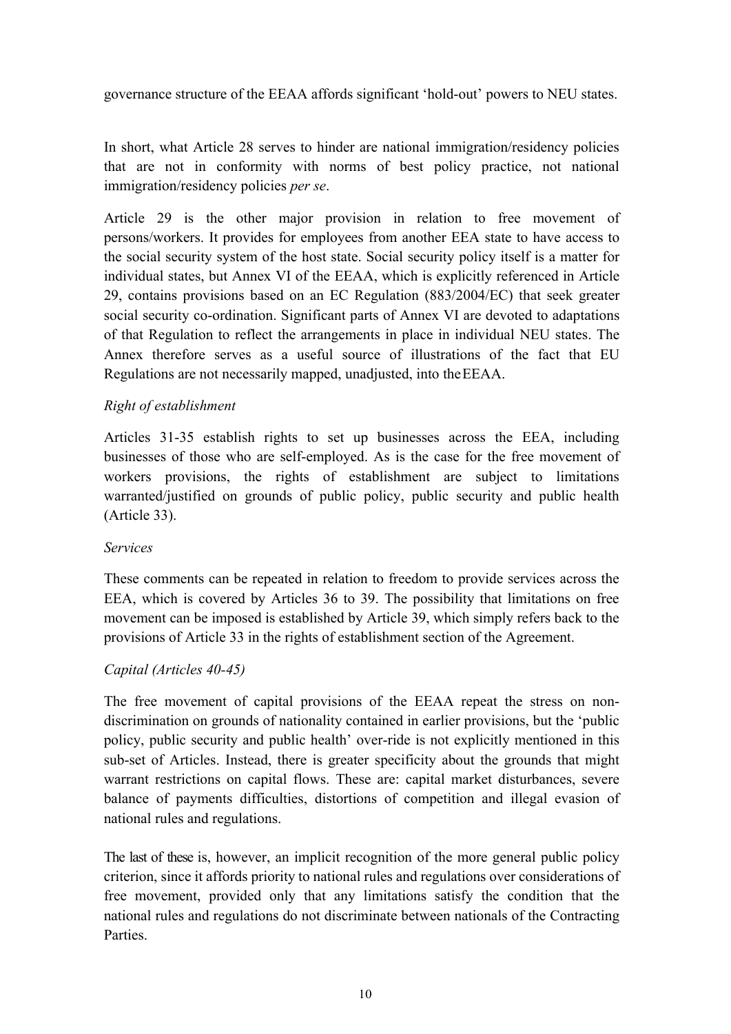governance structure of the EEAA affords significant 'hold-out' powers to NEU states.

In short, what Article 28 serves to hinder are national immigration/residency policies that are not in conformity with norms of best policy practice, not national immigration/residency policies *per se*.

Article 29 is the other major provision in relation to free movement of persons/workers. It provides for employees from another EEA state to have access to the social security system of the host state. Social security policy itself is a matter for individual states, but Annex VI of the EEAA, which is explicitly referenced in Article 29, contains provisions based on an EC Regulation (883/2004/EC) that seek greater social security co-ordination. Significant parts of Annex VI are devoted to adaptations of that Regulation to reflect the arrangements in place in individual NEU states. The Annex therefore serves as a useful source of illustrations of the fact that EU Regulations are not necessarily mapped, unadjusted, into the EEAA.

*Right of establishment*

Articles 31-35 establish rights to set up businesses across the EEA, including businesses of those who are self-employed. As is the case for the free movement of workers provisions, the rights of establishment are subject to limitations warranted/justified on grounds of public policy, public security and public health (Article 33).

*Services*

These comments can be repeated in relation to freedom to provide services across the EEA, which is covered by Articles 36 to 39. The possibility that limitations on free movement can be imposed is established by Article 39, which simply refers back to the provisions of Article 33 in the rights of establishment section of the Agreement.

*Capital (Articles 40-45)*

The free movement of capital provisions of the EEAA repeat the stress on non-discrimination on grounds of nationality contained in earlier provisions, but the 'public policy, public security and public health' over-ride is not explicitly mentioned in this sub-set of Articles. Instead, there is greater specificity about the grounds that might warrant restrictions on capital flows. These are: capital market disturbances, severe balance of payments difficulties, distortions of competition and illegal evasion of national rules and regulations.

The last of these is, however, an implicit recognition of the more general public policy criterion, since it affords priority to national rules and regulations over considerations of free movement, provided only that any limitations satisfy the condition that the national rules and regulations do not discriminate between nationals of the Contracting Parties.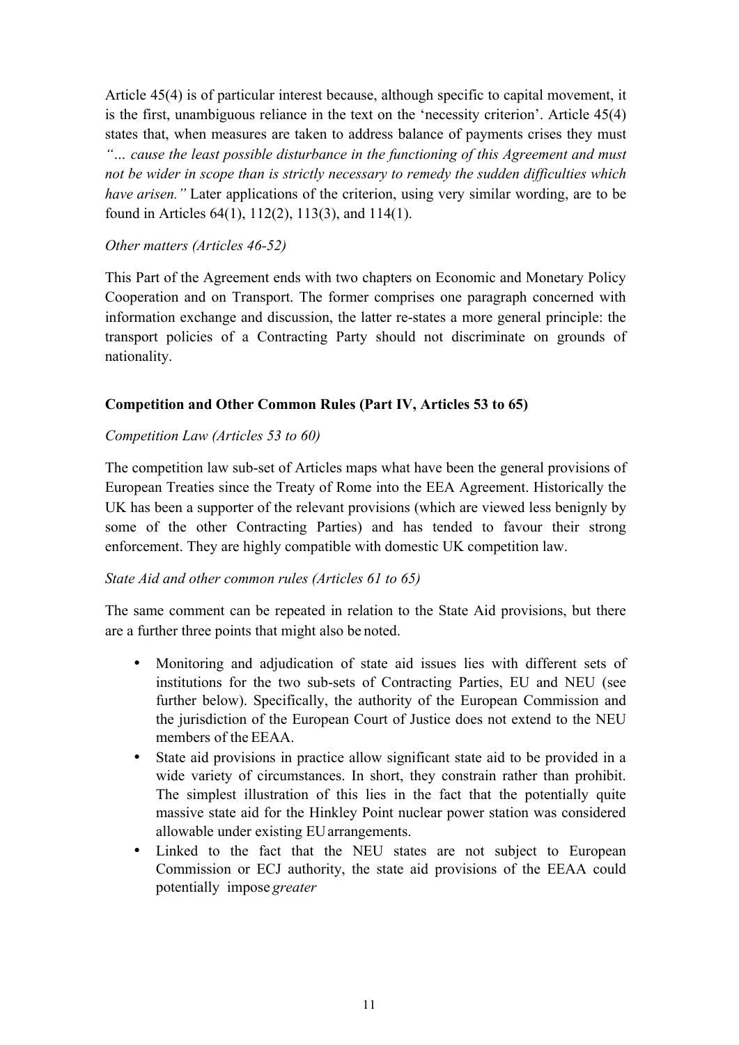Article 45(4) is of particular interest because, although specific to capital movement, it is the first, unambiguous reliance in the text on the 'necessity criterion'. Article 45(4) states that, when measures are taken to address balance of payments crises they must *"… cause the least possible disturbance in the functioning of this Agreement and must not be wider in scope than is strictly necessary to remedy the sudden difficulties which have arisen."* Later applications of the criterion, using very similar wording, are to be found in Articles 64(1), 112(2), 113(3), and 114(1).

*Other matters (Articles 46-52)*

This Part of the Agreement ends with two chapters on Economic and Monetary Policy Cooperation and on Transport. The former comprises one paragraph concerned with information exchange and discussion, the latter re-states a more general principle: the transport policies of a Contracting Party should not discriminate on grounds of nationality.

**Competition and Other Common Rules (Part IV, Articles 53 to 65)**

*Competition Law (Articles 53 to 60)*

The competition law sub-set of Articles maps what have been the general provisions of European Treaties since the Treaty of Rome into the EEA Agreement. Historically the UK has been a supporter of the relevant provisions (which are viewed less benignly by some of the other Contracting Parties) and has tended to favour their strong enforcement. They are highly compatible with domestic UK competition law.

*State Aid and other common rules (Articles 61 to 65)*

The same comment can be repeated in relation to the State Aid provisions, but there are a further three points that might also be noted.

- Monitoring and adjudication of state aid issues lies with different sets of institutions for the two sub-sets of Contracting Parties, EU and NEU (see further below). Specifically, the authority of the European Commission and the jurisdiction of the European Court of Justice does not extend to the NEU members of the EEAA.
- State aid provisions in practice allow significant state aid to be provided in a wide variety of circumstances. In short, they constrain rather than prohibit. The simplest illustration of this lies in the fact that the potentially quite massive state aid for the Hinkley Point nuclear power station was considered allowable under existing EU arrangements.
- Linked to the fact that the NEU states are not subject to European Commission or ECJ authority, the state aid provisions of the EEAA could potentially impose *greater*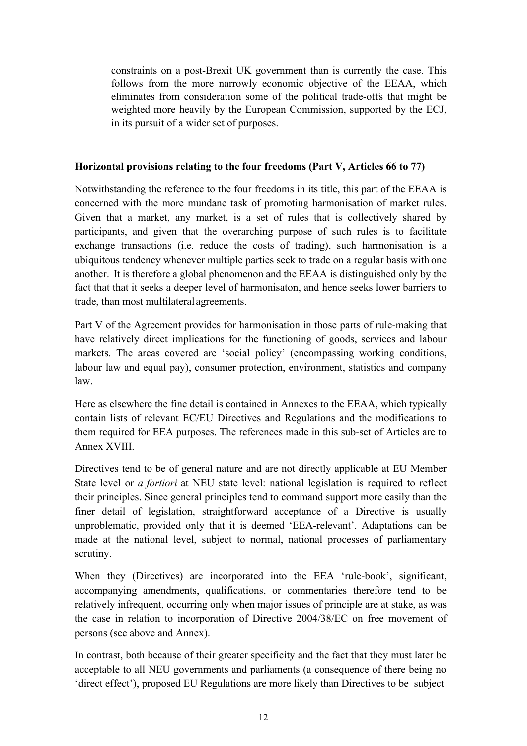constraints on a post-Brexit UK government than is currently the case. This follows from the more narrowly economic objective of the EEAA, which eliminates from consideration some of the political trade-offs that might be weighted more heavily by the European Commission, supported by the ECJ, in its pursuit of a wider set of purposes.

**Horizontal provisions relating to the four freedoms (Part V, Articles 66 to 77)**

Notwithstanding the reference to the four freedoms in its title, this part of the EEAA is concerned with the more mundane task of promoting harmonisation of market rules. Given that a market, any market, is a set of rules that is collectively shared by participants, and given that the overarching purpose of such rules is to facilitate exchange transactions (i.e. reduce the costs of trading), such harmonisation is a ubiquitous tendency whenever multiple parties seek to trade on a regular basis with one another. It is therefore a global phenomenon and the EEAA is distinguished only by the fact that that it seeks a deeper level of harmonisaton, and hence seeks lower barriers to trade, than most multilateral agreements.

Part V of the Agreement provides for harmonisation in those parts of rule-making that have relatively direct implications for the functioning of goods, services and labour markets. The areas covered are 'social policy' (encompassing working conditions, labour law and equal pay), consumer protection, environment, statistics and company law.

Here as elsewhere the fine detail is contained in Annexes to the EEAA, which typically contain lists of relevant EC/EU Directives and Regulations and the modifications to them required for EEA purposes. The references made in this sub-set of Articles are to Annex XVIII.

Directives tend to be of general nature and are not directly applicable at EU Member State level or *a fortiori* at NEU state level: national legislation is required to reflect their principles. Since general principles tend to command support more easily than the finer detail of legislation, straightforward acceptance of a Directive is usually unproblematic, provided only that it is deemed 'EEA-relevant'. Adaptations can be made at the national level, subject to normal, national processes of parliamentary scrutiny.

When they (Directives) are incorporated into the EEA 'rule-book', significant, accompanying amendments, qualifications, or commentaries therefore tend to be relatively infrequent, occurring only when major issues of principle are at stake, as was the case in relation to incorporation of Directive 2004/38/EC on free movement of persons (see above and Annex).

In contrast, both because of their greater specificity and the fact that they must later be acceptable to all NEU governments and parliaments (a consequence of there being no 'direct effect'), proposed EU Regulations are more likely than Directives to be subject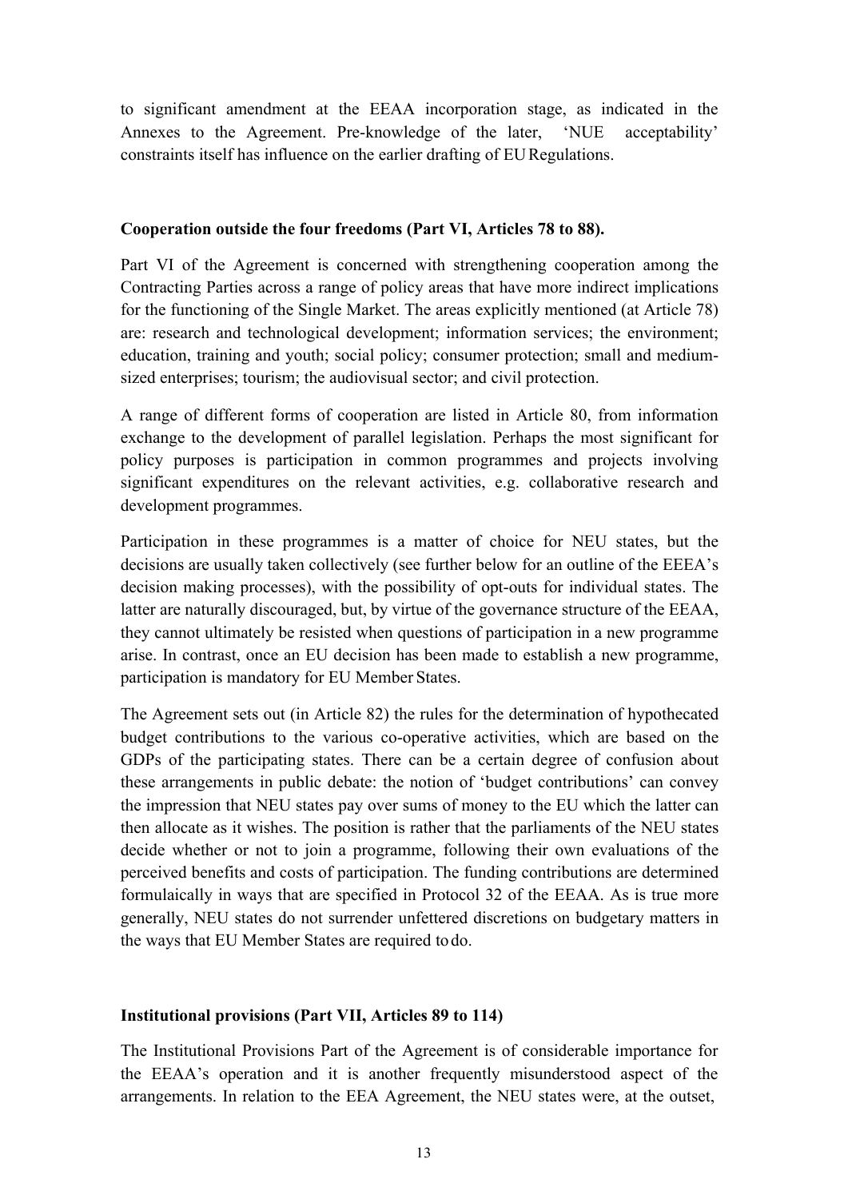to significant amendment at the EEAA incorporation stage, as indicated in the Annexes to the Agreement. Pre-knowledge of the later, 'NUE acceptability' constraints itself has influence on the earlier drafting of EU Regulations.

**Cooperation outside the four freedoms (Part VI, Articles 78 to 88).**

Part VI of the Agreement is concerned with strengthening cooperation among the Contracting Parties across a range of policy areas that have more indirect implications for the functioning of the Single Market. The areas explicitly mentioned (at Article 78) are: research and technological development; information services; the environment; education, training and youth; social policy; consumer protection; small and medium-sized enterprises; tourism; the audiovisual sector; and civil protection.

A range of different forms of cooperation are listed in Article 80, from information exchange to the development of parallel legislation. Perhaps the most significant for policy purposes is participation in common programmes and projects involving significant expenditures on the relevant activities, e.g. collaborative research and development programmes.

Participation in these programmes is a matter of choice for NEU states, but the decisions are usually taken collectively (see further below for an outline of the EEEA's decision making processes), with the possibility of opt-outs for individual states. The latter are naturally discouraged, but, by virtue of the governance structure of the EEAA, they cannot ultimately be resisted when questions of participation in a new programme arise. In contrast, once an EU decision has been made to establish a new programme, participation is mandatory for EU Member States.

The Agreement sets out (in Article 82) the rules for the determination of hypothecated budget contributions to the various co-operative activities, which are based on the GDPs of the participating states. There can be a certain degree of confusion about these arrangements in public debate: the notion of 'budget contributions' can convey the impression that NEU states pay over sums of money to the EU which the latter can then allocate as it wishes. The position is rather that the parliaments of the NEU states decide whether or not to join a programme, following their own evaluations of the perceived benefits and costs of participation. The funding contributions are determined formulaically in ways that are specified in Protocol 32 of the EEAA. As is true more generally, NEU states do not surrender unfettered discretions on budgetary matters in the ways that EU Member States are required to do.

**Institutional provisions (Part VII, Articles 89 to 114)**

The Institutional Provisions Part of the Agreement is of considerable importance for the EEAA's operation and it is another frequently misunderstood aspect of the arrangements. In relation to the EEA Agreement, the NEU states were, at the outset,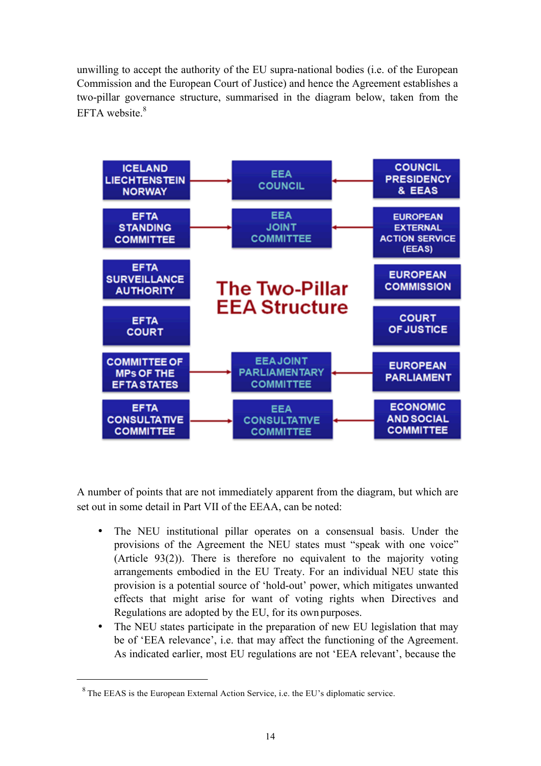unwilling to accept the authority of the EU supra-national bodies (i.e. of the European Commission and the European Court of Justice) and hence the Agreement establishes a two-pillar governance structure, summarised in the diagram below, taken from the EFTA website.[8]

**The Two-Pillar EEA Structure**

| EFTA pillar | | EEA | | EU pillar |
|---|---|---|---|---|
| ICELAND LIECHTENSTEIN NORWAY | → | EEA COUNCIL | ← | COUNCIL PRESIDENCY & EEAS |
| EFTA STANDING COMMITTEE | → | EEA JOINT COMMITTEE | ← | EUROPEAN EXTERNAL ACTION SERVICE (EEAS) |
| EFTA SURVEILLANCE AUTHORITY | | | | EUROPEAN COMMISSION |
| EFTA COURT | | | | COURT OF JUSTICE |
| COMMITTEE OF MPs OF THE EFTA STATES | → | EEA JOINT PARLIAMENTARY COMMITTEE | ← | EUROPEAN PARLIAMENT |
| EFTA CONSULTATIVE COMMITTEE | → | EEA CONSULTATIVE COMMITTEE | ← | ECONOMIC AND SOCIAL COMMITTEE |

A number of points that are not immediately apparent from the diagram, but which are set out in some detail in Part VII of the EEAA, can be noted:

- The NEU institutional pillar operates on a consensual basis. Under the provisions of the Agreement the NEU states must "speak with one voice" (Article 93(2)). There is therefore no equivalent to the majority voting arrangements embodied in the EU Treaty. For an individual NEU state this provision is a potential source of 'hold-out' power, which mitigates unwanted effects that might arise for want of voting rights when Directives and Regulations are adopted by the EU, for its own purposes.
- The NEU states participate in the preparation of new EU legislation that may be of 'EEA relevance', i.e. that may affect the functioning of the Agreement. As indicated earlier, most EU regulations are not 'EEA relevant', because the

[8] The EEAS is the European External Action Service, i.e. the EU's diplomatic service.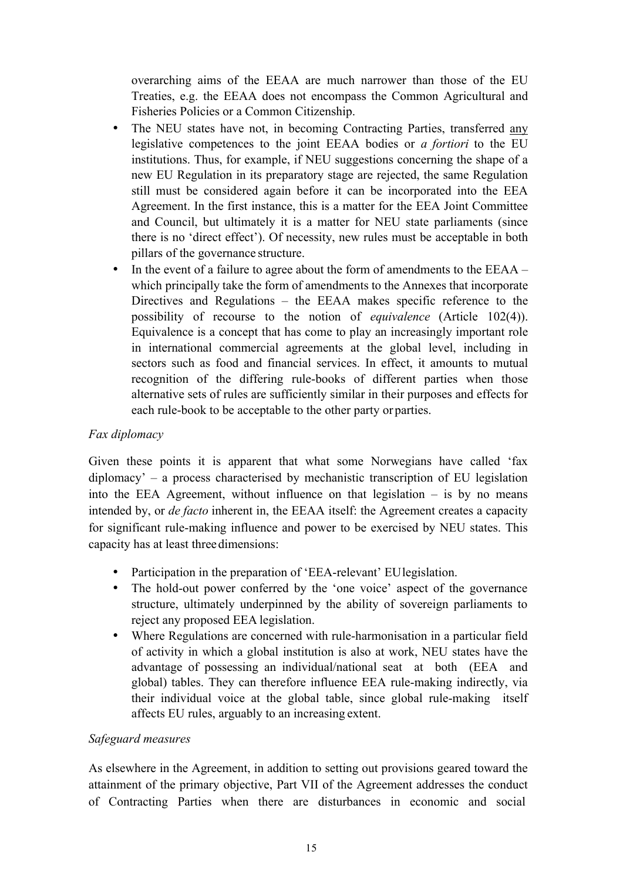overarching aims of the EEAA are much narrower than those of the EU Treaties, e.g. the EEAA does not encompass the Common Agricultural and Fisheries Policies or a Common Citizenship.

- The NEU states have not, in becoming Contracting Parties, transferred any legislative competences to the joint EEAA bodies or *a fortiori* to the EU institutions. Thus, for example, if NEU suggestions concerning the shape of a new EU Regulation in its preparatory stage are rejected, the same Regulation still must be considered again before it can be incorporated into the EEA Agreement. In the first instance, this is a matter for the EEA Joint Committee and Council, but ultimately it is a matter for NEU state parliaments (since there is no 'direct effect'). Of necessity, new rules must be acceptable in both pillars of the governance structure.
- In the event of a failure to agree about the form of amendments to the EEAA – which principally take the form of amendments to the Annexes that incorporate Directives and Regulations – the EEAA makes specific reference to the possibility of recourse to the notion of *equivalence* (Article 102(4)). Equivalence is a concept that has come to play an increasingly important role in international commercial agreements at the global level, including in sectors such as food and financial services. In effect, it amounts to mutual recognition of the differing rule-books of different parties when those alternative sets of rules are sufficiently similar in their purposes and effects for each rule-book to be acceptable to the other party or parties.

*Fax diplomacy*

Given these points it is apparent that what some Norwegians have called 'fax diplomacy' – a process characterised by mechanistic transcription of EU legislation into the EEA Agreement, without influence on that legislation – is by no means intended by, or *de facto* inherent in, the EEAA itself: the Agreement creates a capacity for significant rule-making influence and power to be exercised by NEU states. This capacity has at least three dimensions:

- Participation in the preparation of 'EEA-relevant' EU legislation.
- The hold-out power conferred by the 'one voice' aspect of the governance structure, ultimately underpinned by the ability of sovereign parliaments to reject any proposed EEA legislation.
- Where Regulations are concerned with rule-harmonisation in a particular field of activity in which a global institution is also at work, NEU states have the advantage of possessing an individual/national seat at both (EEA and global) tables. They can therefore influence EEA rule-making indirectly, via their individual voice at the global table, since global rule-making itself affects EU rules, arguably to an increasing extent.

*Safeguard measures*

As elsewhere in the Agreement, in addition to setting out provisions geared toward the attainment of the primary objective, Part VII of the Agreement addresses the conduct of Contracting Parties when there are disturbances in economic and social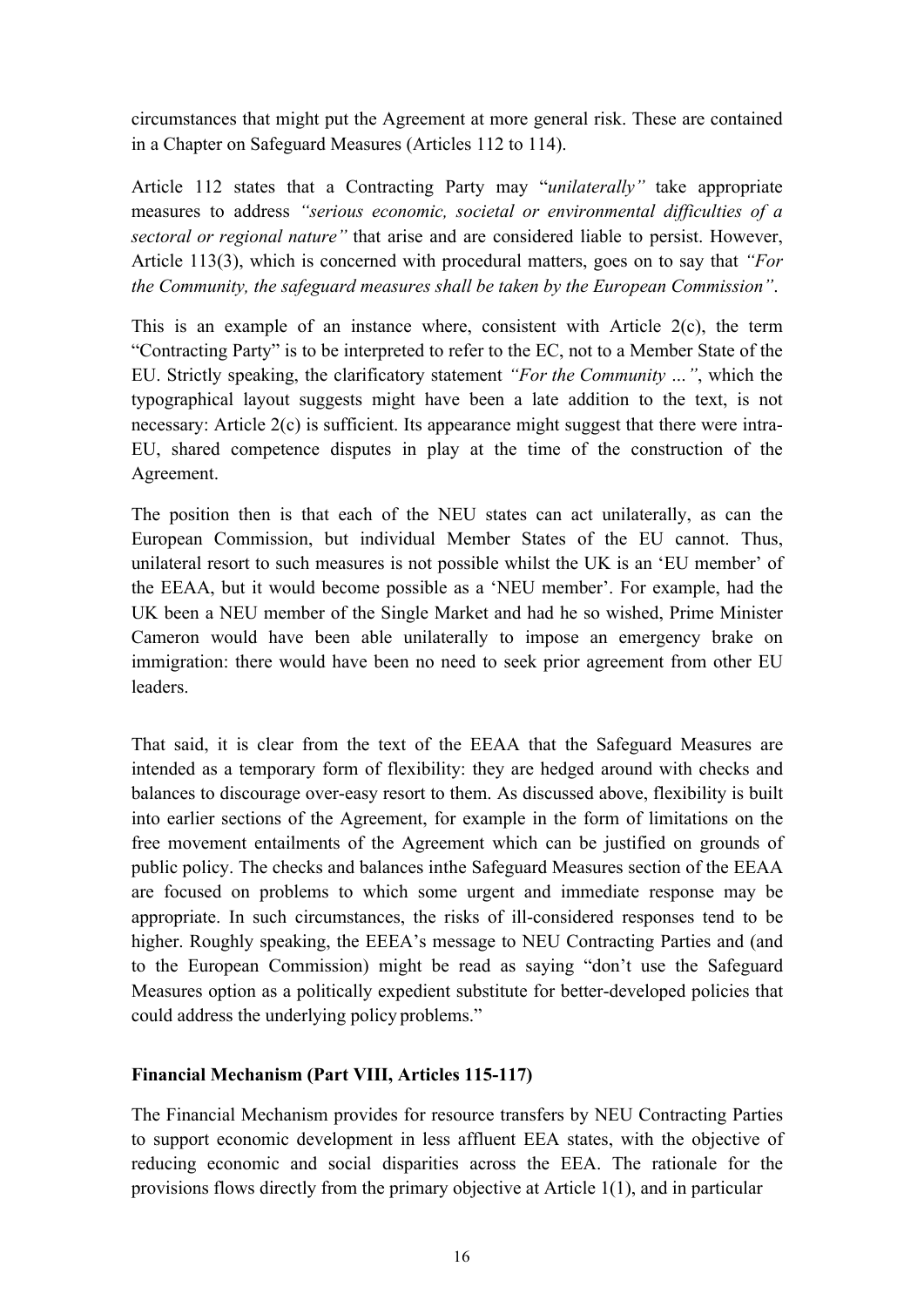circumstances that might put the Agreement at more general risk. These are contained in a Chapter on Safeguard Measures (Articles 112 to 114).

Article 112 states that a Contracting Party may "*unilaterally"* take appropriate measures to address *"serious economic, societal or environmental difficulties of a sectoral or regional nature"* that arise and are considered liable to persist. However, Article 113(3), which is concerned with procedural matters, goes on to say that *"For the Community, the safeguard measures shall be taken by the European Commission"*.

This is an example of an instance where, consistent with Article 2(c), the term "Contracting Party" is to be interpreted to refer to the EC, not to a Member State of the EU. Strictly speaking, the clarificatory statement *"For the Community …"*, which the typographical layout suggests might have been a late addition to the text, is not necessary: Article 2(c) is sufficient. Its appearance might suggest that there were intra-EU, shared competence disputes in play at the time of the construction of the Agreement.

The position then is that each of the NEU states can act unilaterally, as can the European Commission, but individual Member States of the EU cannot. Thus, unilateral resort to such measures is not possible whilst the UK is an 'EU member' of the EEAA, but it would become possible as a 'NEU member'. For example, had the UK been a NEU member of the Single Market and had he so wished, Prime Minister Cameron would have been able unilaterally to impose an emergency brake on immigration: there would have been no need to seek prior agreement from other EU leaders.

That said, it is clear from the text of the EEAA that the Safeguard Measures are intended as a temporary form of flexibility: they are hedged around with checks and balances to discourage over-easy resort to them. As discussed above, flexibility is built into earlier sections of the Agreement, for example in the form of limitations on the free movement entailments of the Agreement which can be justified on grounds of public policy. The checks and balances inthe Safeguard Measures section of the EEAA are focused on problems to which some urgent and immediate response may be appropriate. In such circumstances, the risks of ill-considered responses tend to be higher. Roughly speaking, the EEEA's message to NEU Contracting Parties and (and to the European Commission) might be read as saying "don't use the Safeguard Measures option as a politically expedient substitute for better-developed policies that could address the underlying policy problems."

**Financial Mechanism (Part VIII, Articles 115-117)**

The Financial Mechanism provides for resource transfers by NEU Contracting Parties to support economic development in less affluent EEA states, with the objective of reducing economic and social disparities across the EEA. The rationale for the provisions flows directly from the primary objective at Article 1(1), and in particular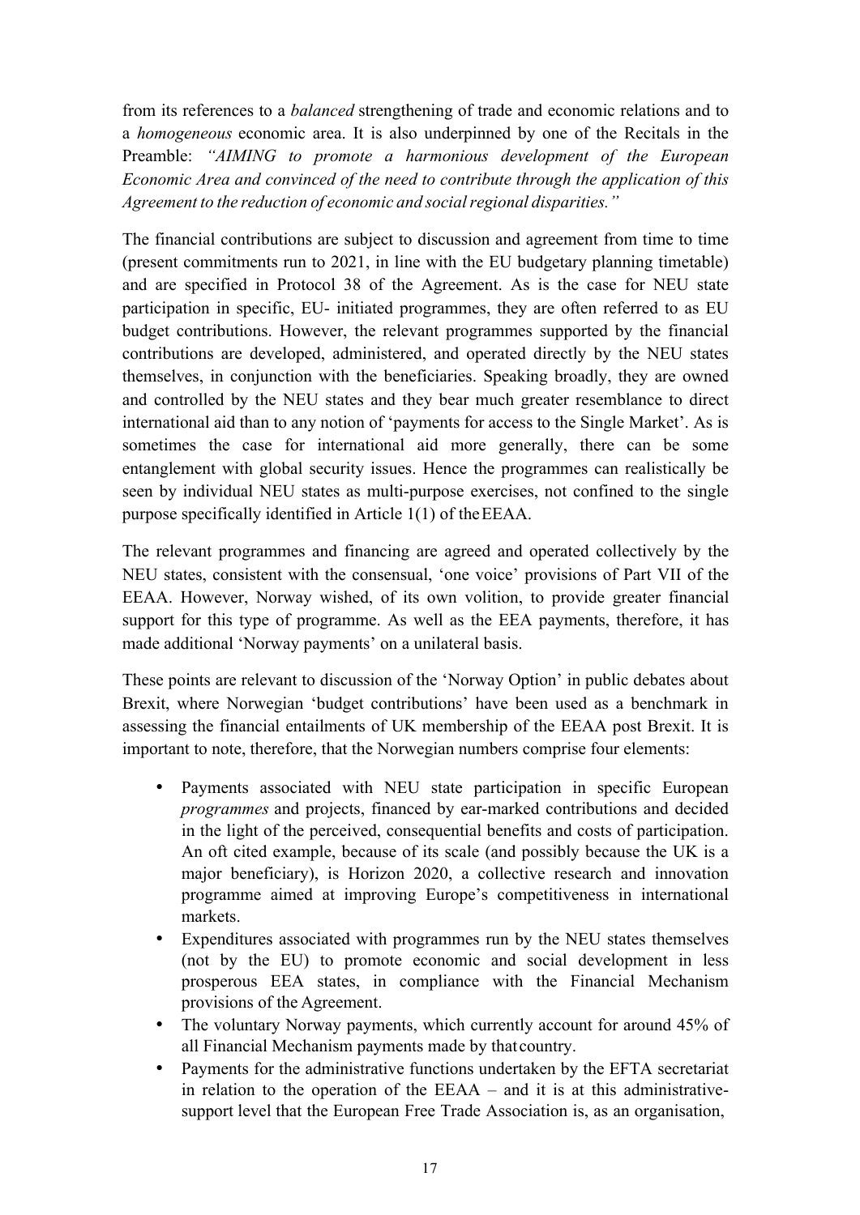from its references to a *balanced* strengthening of trade and economic relations and to a *homogeneous* economic area. It is also underpinned by one of the Recitals in the Preamble: *"AIMING to promote a harmonious development of the European Economic Area and convinced of the need to contribute through the application of this Agreement to the reduction of economic and social regional disparities."*

The financial contributions are subject to discussion and agreement from time to time (present commitments run to 2021, in line with the EU budgetary planning timetable) and are specified in Protocol 38 of the Agreement. As is the case for NEU state participation in specific, EU- initiated programmes, they are often referred to as EU budget contributions. However, the relevant programmes supported by the financial contributions are developed, administered, and operated directly by the NEU states themselves, in conjunction with the beneficiaries. Speaking broadly, they are owned and controlled by the NEU states and they bear much greater resemblance to direct international aid than to any notion of 'payments for access to the Single Market'. As is sometimes the case for international aid more generally, there can be some entanglement with global security issues. Hence the programmes can realistically be seen by individual NEU states as multi-purpose exercises, not confined to the single purpose specifically identified in Article 1(1) of the EEAA.

The relevant programmes and financing are agreed and operated collectively by the NEU states, consistent with the consensual, 'one voice' provisions of Part VII of the EEAA. However, Norway wished, of its own volition, to provide greater financial support for this type of programme. As well as the EEA payments, therefore, it has made additional 'Norway payments' on a unilateral basis.

These points are relevant to discussion of the 'Norway Option' in public debates about Brexit, where Norwegian 'budget contributions' have been used as a benchmark in assessing the financial entailments of UK membership of the EEAA post Brexit. It is important to note, therefore, that the Norwegian numbers comprise four elements:

- Payments associated with NEU state participation in specific European *programmes* and projects, financed by ear-marked contributions and decided in the light of the perceived, consequential benefits and costs of participation. An oft cited example, because of its scale (and possibly because the UK is a major beneficiary), is Horizon 2020, a collective research and innovation programme aimed at improving Europe's competitiveness in international markets.
- Expenditures associated with programmes run by the NEU states themselves (not by the EU) to promote economic and social development in less prosperous EEA states, in compliance with the Financial Mechanism provisions of the Agreement.
- The voluntary Norway payments, which currently account for around 45% of all Financial Mechanism payments made by that country.
- Payments for the administrative functions undertaken by the EFTA secretariat in relation to the operation of the EEAA – and it is at this administrative-support level that the European Free Trade Association is, as an organisation,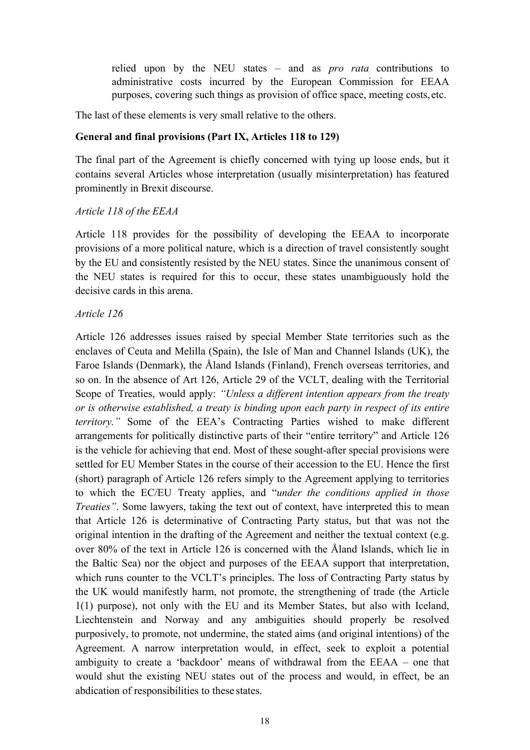relied upon by the NEU states – and as *pro rata* contributions to administrative costs incurred by the European Commission for EEAA purposes, covering such things as provision of office space, meeting costs, etc.

The last of these elements is very small relative to the others.

**General and final provisions (Part IX, Articles 118 to 129)**

The final part of the Agreement is chiefly concerned with tying up loose ends, but it contains several Articles whose interpretation (usually misinterpretation) has featured prominently in Brexit discourse.

*Article 118 of the EEAA*

Article 118 provides for the possibility of developing the EEAA to incorporate provisions of a more political nature, which is a direction of travel consistently sought by the EU and consistently resisted by the NEU states. Since the unanimous consent of the NEU states is required for this to occur, these states unambiguously hold the decisive cards in this arena.

*Article 126*

Article 126 addresses issues raised by special Member State territories such as the enclaves of Ceuta and Melilla (Spain), the Isle of Man and Channel Islands (UK), the Faroe Islands (Denmark), the Åland Islands (Finland), French overseas territories, and so on. In the absence of Art 126, Article 29 of the VCLT, dealing with the Territorial Scope of Treaties, would apply: *"Unless a different intention appears from the treaty or is otherwise established, a treaty is binding upon each party in respect of its entire territory."* Some of the EEA's Contracting Parties wished to make different arrangements for politically distinctive parts of their "entire territory" and Article 126 is the vehicle for achieving that end. Most of these sought-after special provisions were settled for EU Member States in the course of their accession to the EU. Hence the first (short) paragraph of Article 126 refers simply to the Agreement applying to territories to which the EC/EU Treaty applies, and "*under the conditions applied in those Treaties"*. Some lawyers, taking the text out of context, have interpreted this to mean that Article 126 is determinative of Contracting Party status, but that was not the original intention in the drafting of the Agreement and neither the textual context (e.g. over 80% of the text in Article 126 is concerned with the Åland Islands, which lie in the Baltic Sea) nor the object and purposes of the EEAA support that interpretation, which runs counter to the VCLT's principles. The loss of Contracting Party status by the UK would manifestly harm, not promote, the strengthening of trade (the Article 1(1) purpose), not only with the EU and its Member States, but also with Iceland, Liechtenstein and Norway and any ambiguities should properly be resolved purposively, to promote, not undermine, the stated aims (and original intentions) of the Agreement. A narrow interpretation would, in effect, seek to exploit a potential ambiguity to create a 'backdoor' means of withdrawal from the EEAA – one that would shut the existing NEU states out of the process and would, in effect, be an abdication of responsibilities to these states.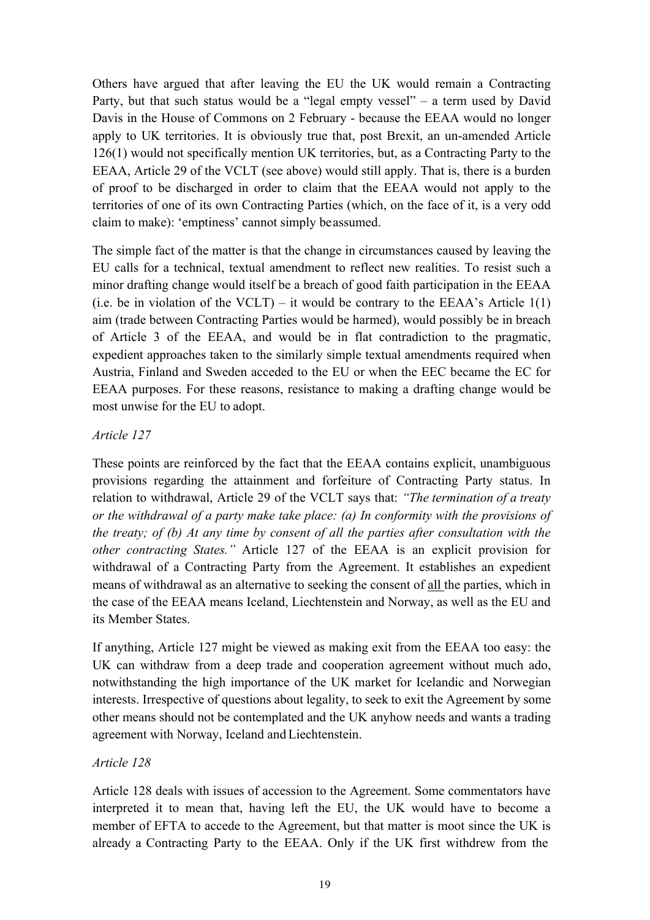Others have argued that after leaving the EU the UK would remain a Contracting Party, but that such status would be a "legal empty vessel" – a term used by David Davis in the House of Commons on 2 February - because the EEAA would no longer apply to UK territories. It is obviously true that, post Brexit, an un-amended Article 126(1) would not specifically mention UK territories, but, as a Contracting Party to the EEAA, Article 29 of the VCLT (see above) would still apply. That is, there is a burden of proof to be discharged in order to claim that the EEAA would not apply to the territories of one of its own Contracting Parties (which, on the face of it, is a very odd claim to make): 'emptiness' cannot simply be assumed.

The simple fact of the matter is that the change in circumstances caused by leaving the EU calls for a technical, textual amendment to reflect new realities. To resist such a minor drafting change would itself be a breach of good faith participation in the EEAA (i.e. be in violation of the VCLT) – it would be contrary to the EEAA's Article 1(1) aim (trade between Contracting Parties would be harmed), would possibly be in breach of Article 3 of the EEAA, and would be in flat contradiction to the pragmatic, expedient approaches taken to the similarly simple textual amendments required when Austria, Finland and Sweden acceded to the EU or when the EEC became the EC for EEAA purposes. For these reasons, resistance to making a drafting change would be most unwise for the EU to adopt.

*Article 127*

These points are reinforced by the fact that the EEAA contains explicit, unambiguous provisions regarding the attainment and forfeiture of Contracting Party status. In relation to withdrawal, Article 29 of the VCLT says that: *"The termination of a treaty or the withdrawal of a party make take place: (a) In conformity with the provisions of the treaty; of (b) At any time by consent of all the parties after consultation with the other contracting States."* Article 127 of the EEAA is an explicit provision for withdrawal of a Contracting Party from the Agreement. It establishes an expedient means of withdrawal as an alternative to seeking the consent of <u>all</u> the parties, which in the case of the EEAA means Iceland, Liechtenstein and Norway, as well as the EU and its Member States.

If anything, Article 127 might be viewed as making exit from the EEAA too easy: the UK can withdraw from a deep trade and cooperation agreement without much ado, notwithstanding the high importance of the UK market for Icelandic and Norwegian interests. Irrespective of questions about legality, to seek to exit the Agreement by some other means should not be contemplated and the UK anyhow needs and wants a trading agreement with Norway, Iceland and Liechtenstein.

*Article 128*

Article 128 deals with issues of accession to the Agreement. Some commentators have interpreted it to mean that, having left the EU, the UK would have to become a member of EFTA to accede to the Agreement, but that matter is moot since the UK is already a Contracting Party to the EEAA. Only if the UK first withdrew from the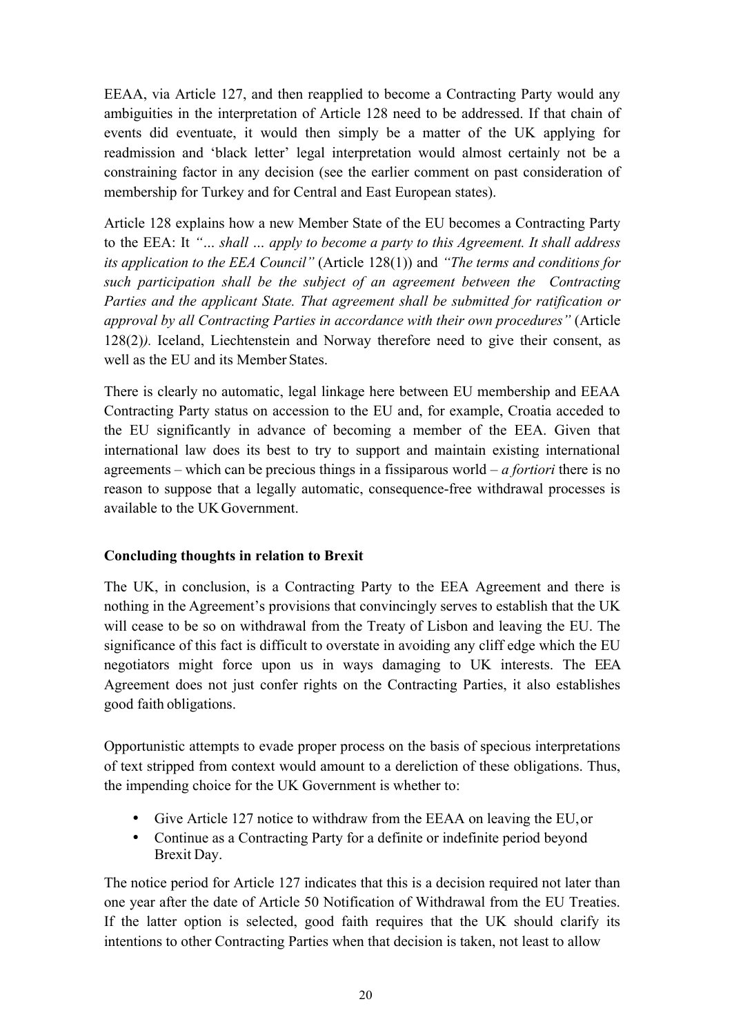EEAA, via Article 127, and then reapplied to become a Contracting Party would any ambiguities in the interpretation of Article 128 need to be addressed. If that chain of events did eventuate, it would then simply be a matter of the UK applying for readmission and 'black letter' legal interpretation would almost certainly not be a constraining factor in any decision (see the earlier comment on past consideration of membership for Turkey and for Central and East European states).

Article 128 explains how a new Member State of the EU becomes a Contracting Party to the EEA: It *"… shall … apply to become a party to this Agreement. It shall address its application to the EEA Council"* (Article 128(1)) and *"The terms and conditions for such participation shall be the subject of an agreement between the Contracting Parties and the applicant State. That agreement shall be submitted for ratification or approval by all Contracting Parties in accordance with their own procedures"* (Article 128(2)*).* Iceland, Liechtenstein and Norway therefore need to give their consent, as well as the EU and its Member States.

There is clearly no automatic, legal linkage here between EU membership and EEAA Contracting Party status on accession to the EU and, for example, Croatia acceded to the EU significantly in advance of becoming a member of the EEA. Given that international law does its best to try to support and maintain existing international agreements – which can be precious things in a fissiparous world – *a fortiori* there is no reason to suppose that a legally automatic, consequence-free withdrawal processes is available to the UK Government.

### Concluding thoughts in relation to Brexit

The UK, in conclusion, is a Contracting Party to the EEA Agreement and there is nothing in the Agreement's provisions that convincingly serves to establish that the UK will cease to be so on withdrawal from the Treaty of Lisbon and leaving the EU. The significance of this fact is difficult to overstate in avoiding any cliff edge which the EU negotiators might force upon us in ways damaging to UK interests. The EEA Agreement does not just confer rights on the Contracting Parties, it also establishes good faith obligations.

Opportunistic attempts to evade proper process on the basis of specious interpretations of text stripped from context would amount to a dereliction of these obligations. Thus, the impending choice for the UK Government is whether to:

- Give Article 127 notice to withdraw from the EEAA on leaving the EU, or
- Continue as a Contracting Party for a definite or indefinite period beyond Brexit Day.

The notice period for Article 127 indicates that this is a decision required not later than one year after the date of Article 50 Notification of Withdrawal from the EU Treaties. If the latter option is selected, good faith requires that the UK should clarify its intentions to other Contracting Parties when that decision is taken, not least to allow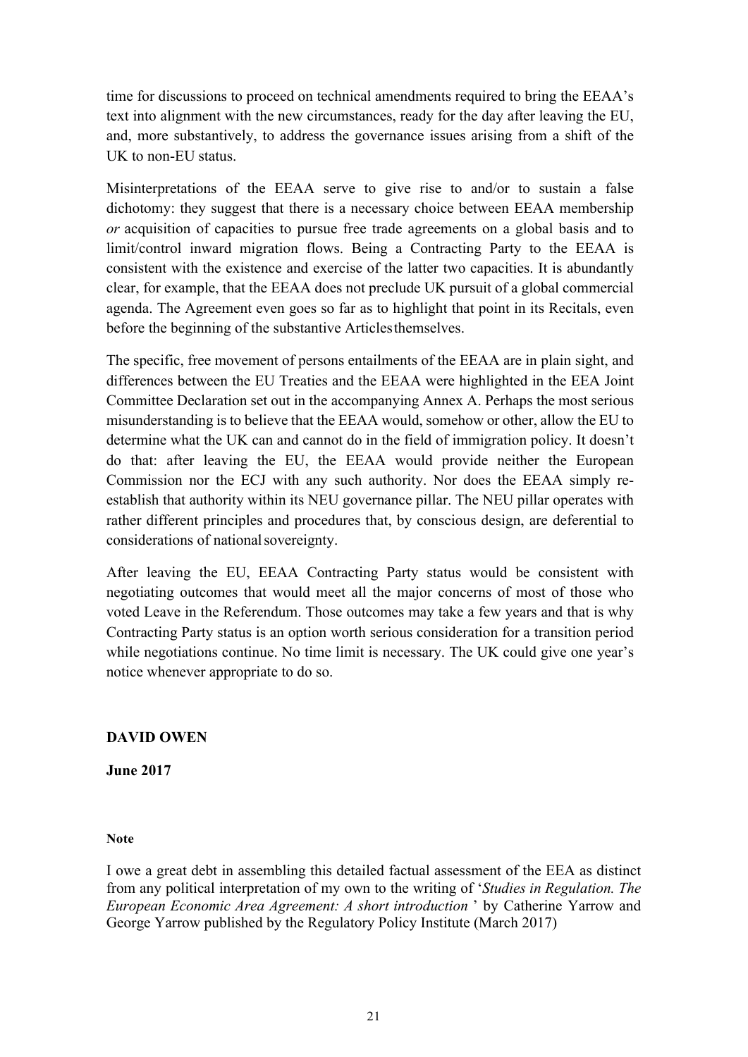time for discussions to proceed on technical amendments required to bring the EEAA's text into alignment with the new circumstances, ready for the day after leaving the EU, and, more substantively, to address the governance issues arising from a shift of the UK to non-EU status.

Misinterpretations of the EEAA serve to give rise to and/or to sustain a false dichotomy: they suggest that there is a necessary choice between EEAA membership *or* acquisition of capacities to pursue free trade agreements on a global basis and to limit/control inward migration flows. Being a Contracting Party to the EEAA is consistent with the existence and exercise of the latter two capacities. It is abundantly clear, for example, that the EEAA does not preclude UK pursuit of a global commercial agenda. The Agreement even goes so far as to highlight that point in its Recitals, even before the beginning of the substantive Articles themselves.

The specific, free movement of persons entailments of the EEAA are in plain sight, and differences between the EU Treaties and the EEAA were highlighted in the EEA Joint Committee Declaration set out in the accompanying Annex A. Perhaps the most serious misunderstanding is to believe that the EEAA would, somehow or other, allow the EU to determine what the UK can and cannot do in the field of immigration policy. It doesn't do that: after leaving the EU, the EEAA would provide neither the European Commission nor the ECJ with any such authority. Nor does the EEAA simply re-establish that authority within its NEU governance pillar. The NEU pillar operates with rather different principles and procedures that, by conscious design, are deferential to considerations of national sovereignty.

After leaving the EU, EEAA Contracting Party status would be consistent with negotiating outcomes that would meet all the major concerns of most of those who voted Leave in the Referendum. Those outcomes may take a few years and that is why Contracting Party status is an option worth serious consideration for a transition period while negotiations continue. No time limit is necessary. The UK could give one year's notice whenever appropriate to do so.

**DAVID OWEN**

**June 2017**

**Note**

I owe a great debt in assembling this detailed factual assessment of the EEA as distinct from any political interpretation of my own to the writing of '*Studies in Regulation. The European Economic Area Agreement: A short introduction* ' by Catherine Yarrow and George Yarrow published by the Regulatory Policy Institute (March 2017)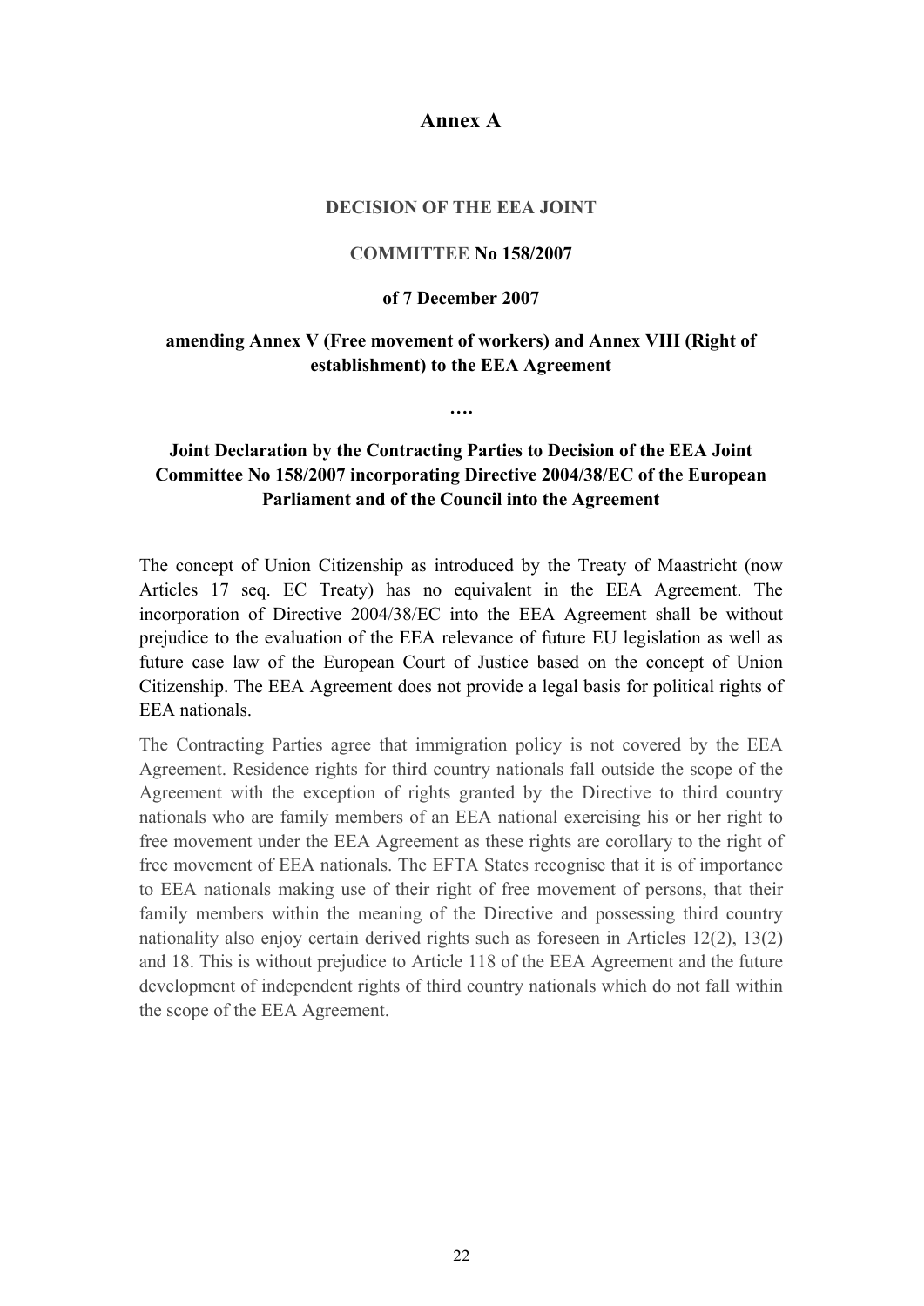# Annex A

**DECISION OF THE EEA JOINT**

**COMMITTEE No 158/2007**

**of 7 December 2007**

**amending Annex V (Free movement of workers) and Annex VIII (Right of establishment) to the EEA Agreement**

**….**

**Joint Declaration by the Contracting Parties to Decision of the EEA Joint Committee No 158/2007 incorporating Directive 2004/38/EC of the European Parliament and of the Council into the Agreement**

The concept of Union Citizenship as introduced by the Treaty of Maastricht (now Articles 17 seq. EC Treaty) has no equivalent in the EEA Agreement. The incorporation of Directive 2004/38/EC into the EEA Agreement shall be without prejudice to the evaluation of the EEA relevance of future EU legislation as well as future case law of the European Court of Justice based on the concept of Union Citizenship. The EEA Agreement does not provide a legal basis for political rights of EEA nationals.

The Contracting Parties agree that immigration policy is not covered by the EEA Agreement. Residence rights for third country nationals fall outside the scope of the Agreement with the exception of rights granted by the Directive to third country nationals who are family members of an EEA national exercising his or her right to free movement under the EEA Agreement as these rights are corollary to the right of free movement of EEA nationals. The EFTA States recognise that it is of importance to EEA nationals making use of their right of free movement of persons, that their family members within the meaning of the Directive and possessing third country nationality also enjoy certain derived rights such as foreseen in Articles 12(2), 13(2) and 18. This is without prejudice to Article 118 of the EEA Agreement and the future development of independent rights of third country nationals which do not fall within the scope of the EEA Agreement.